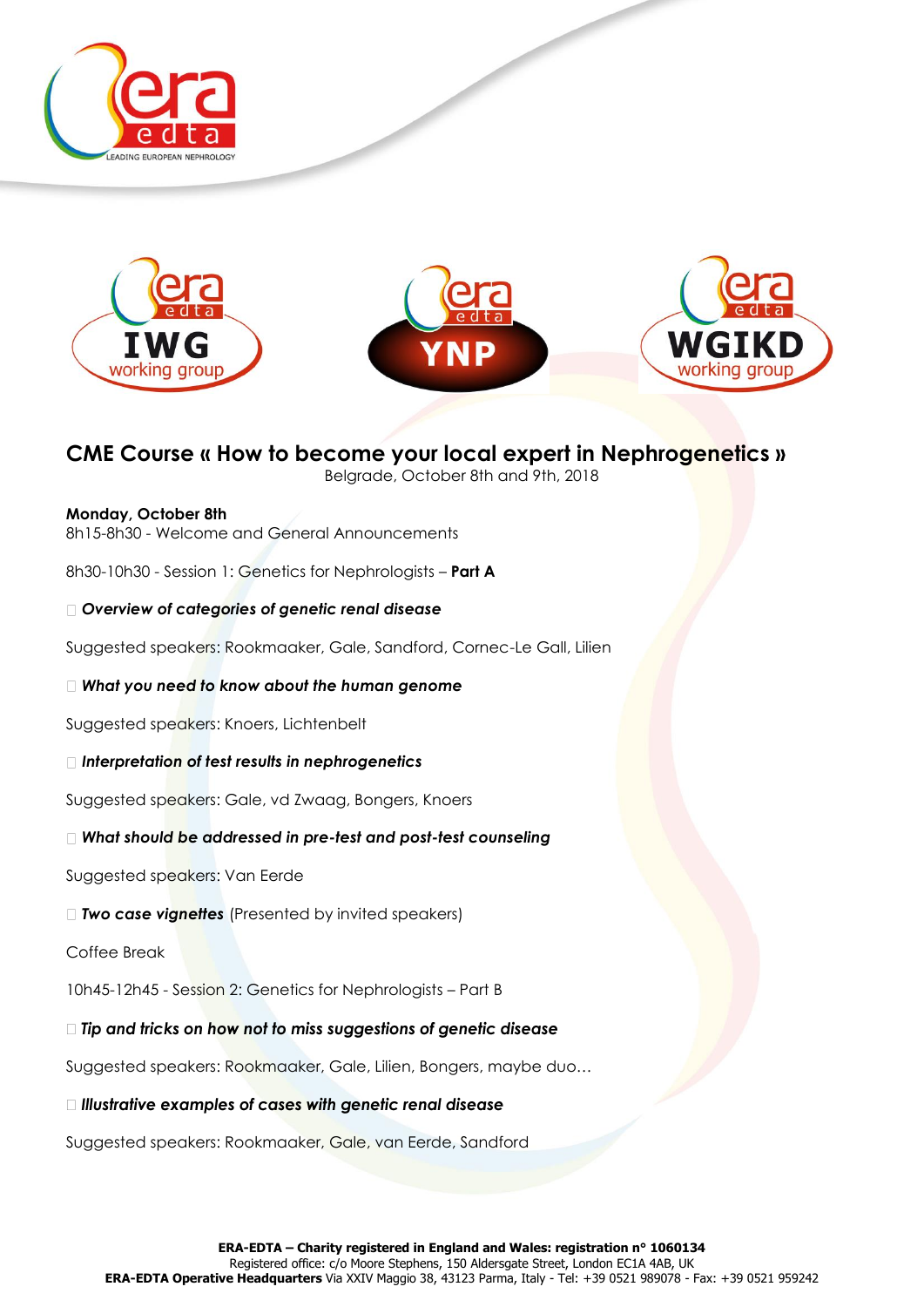# CME Course « How to become your local expert in Nephrogenetics »

Belgrade, October 8th and 9th, 2018

**Monday, October 8th**

8h15-8h30 - Welcome and General Announcements

8h30-10h30 - Session 1: Genetics for Nephrologists – **Part A**

- ***Overview of categories of genetic renal disease***

Suggested speakers: Rookmaaker, Gale, Sandford, Cornec-Le Gall, Lilien

- ***What you need to know about the human genome***

Suggested speakers: Knoers, Lichtenbelt

- ***Interpretation of test results in nephrogenetics***

Suggested speakers: Gale, vd Zwaag, Bongers, Knoers

- ***What should be addressed in pre-test and post-test counseling***

Suggested speakers: Van Eerde

- ***Two case vignettes*** (Presented by invited speakers)

Coffee Break

10h45-12h45 - Session 2: Genetics for Nephrologists – Part B

- ***Tip and tricks on how not to miss suggestions of genetic disease***

Suggested speakers: Rookmaaker, Gale, Lilien, Bongers, maybe duo…

- ***Illustrative examples of cases with genetic renal disease***

Suggested speakers: Rookmaaker, Gale, van Eerde, Sandford

**ERA-EDTA – Charity registered in England and Wales: registration n° 1060134**
Registered office: c/o Moore Stephens, 150 Aldersgate Street, London EC1A 4AB, UK
**ERA-EDTA Operative Headquarters** Via XXIV Maggio 38, 43123 Parma, Italy - Tel: +39 0521 989078 - Fax: +39 0521 959242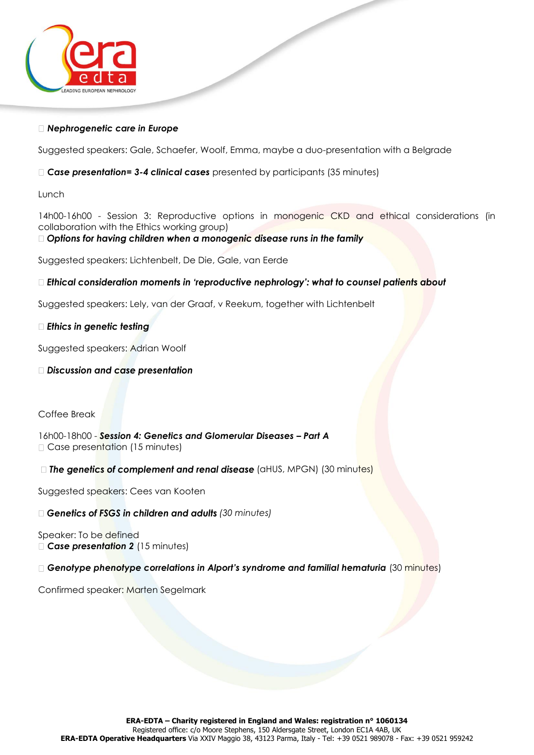- ***Nephrogenetic care in Europe***

Suggested speakers: Gale, Schaefer, Woolf, Emma, maybe a duo-presentation with a Belgrade

- ***Case presentation= 3-4 clinical cases*** presented by participants (35 minutes)

Lunch

14h00-16h00 - Session 3: Reproductive options in monogenic CKD and ethical considerations (in collaboration with the Ethics working group)

- ***Options for having children when a monogenic disease runs in the family***

Suggested speakers: Lichtenbelt, De Die, Gale, van Eerde

- ***Ethical consideration moments in 'reproductive nephrology': what to counsel patients about***

Suggested speakers: Lely, van der Graaf, v Reekum, together with Lichtenbelt

- ***Ethics in genetic testing***

Suggested speakers: Adrian Woolf

- ***Discussion and case presentation***

Coffee Break

16h00-18h00 - ***Session 4: Genetics and Glomerular Diseases – Part A***

- Case presentation (15 minutes)

- ***The genetics of complement and renal disease*** (aHUS, MPGN) (30 minutes)

Suggested speakers: Cees van Kooten

- ***Genetics of FSGS in children and adults*** *(30 minutes)*

Speaker: To be defined

- ***Case presentation 2*** (15 minutes)

- ***Genotype phenotype correlations in Alport's syndrome and familial hematuria*** (30 minutes)

Confirmed speaker: Marten Segelmark